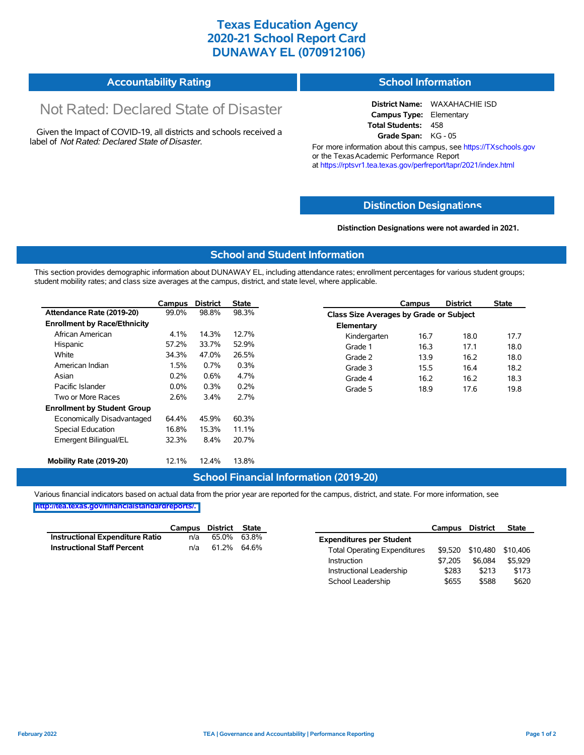# Texas Education Agency
# 2020-21 School Report Card
# DUNAWAY EL (070912106)

## Accountability Rating

Not Rated: Declared State of Disaster

Given the Impact of COVID-19, all districts and schools received a label of *Not Rated: Declared State of Disaster*.

## School Information

**District Name:** WAXAHACHIE ISD
**Campus Type:** Elementary
**Total Students:** 458
**Grade Span:** KG - 05

For more information about this campus, see https://TXschools.gov or the Texas Academic Performance Report at https://rptsvr1.tea.texas.gov/perfreport/tapr/2021/index.html

## Distinction Designations

**Distinction Designations were not awarded in 2021.**

## School and Student Information

This section provides demographic information about DUNAWAY EL, including attendance rates; enrollment percentages for various student groups; student mobility rates; and class size averages at the campus, district, and state level, where applicable.

| | Campus | District | State |
|---|---|---|---|
| **Attendance Rate (2019-20)** | 99.0% | 98.8% | 98.3% |
| **Enrollment by Race/Ethnicity** | | | |
| African American | 4.1% | 14.3% | 12.7% |
| Hispanic | 57.2% | 33.7% | 52.9% |
| White | 34.3% | 47.0% | 26.5% |
| American Indian | 1.5% | 0.7% | 0.3% |
| Asian | 0.2% | 0.6% | 4.7% |
| Pacific Islander | 0.0% | 0.3% | 0.2% |
| Two or More Races | 2.6% | 3.4% | 2.7% |
| **Enrollment by Student Group** | | | |
| Economically Disadvantaged | 64.4% | 45.9% | 60.3% |
| Special Education | 16.8% | 15.3% | 11.1% |
| Emergent Bilingual/EL | 32.3% | 8.4% | 20.7% |
| **Mobility Rate (2019-20)** | 12.1% | 12.4% | 13.8% |

| | Campus | District | State |
|---|---|---|---|
| **Class Size Averages by Grade or Subject** | | | |
| **Elementary** | | | |
| Kindergarten | 16.7 | 18.0 | 17.7 |
| Grade 1 | 16.3 | 17.1 | 18.0 |
| Grade 2 | 13.9 | 16.2 | 18.0 |
| Grade 3 | 15.5 | 16.4 | 18.2 |
| Grade 4 | 16.2 | 16.2 | 18.3 |
| Grade 5 | 18.9 | 17.6 | 19.8 |

## School Financial Information (2019-20)

Various financial indicators based on actual data from the prior year are reported for the campus, district, and state. For more information, see http://tea.texas.gov/financialstandardreports/.

| | Campus | District | State |
|---|---|---|---|
| **Instructional Expenditure Ratio** | n/a | 65.0% | 63.8% |
| **Instructional Staff Percent** | n/a | 61.2% | 64.6% |

| | Campus | District | State |
|---|---|---|---|
| **Expenditures per Student** | | | |
| Total Operating Expenditures | $9,520 | $10,480 | $10,406 |
| Instruction | $7,205 | $6,084 | $5,929 |
| Instructional Leadership | $283 | $213 | $173 |
| School Leadership | $655 | $588 | $620 |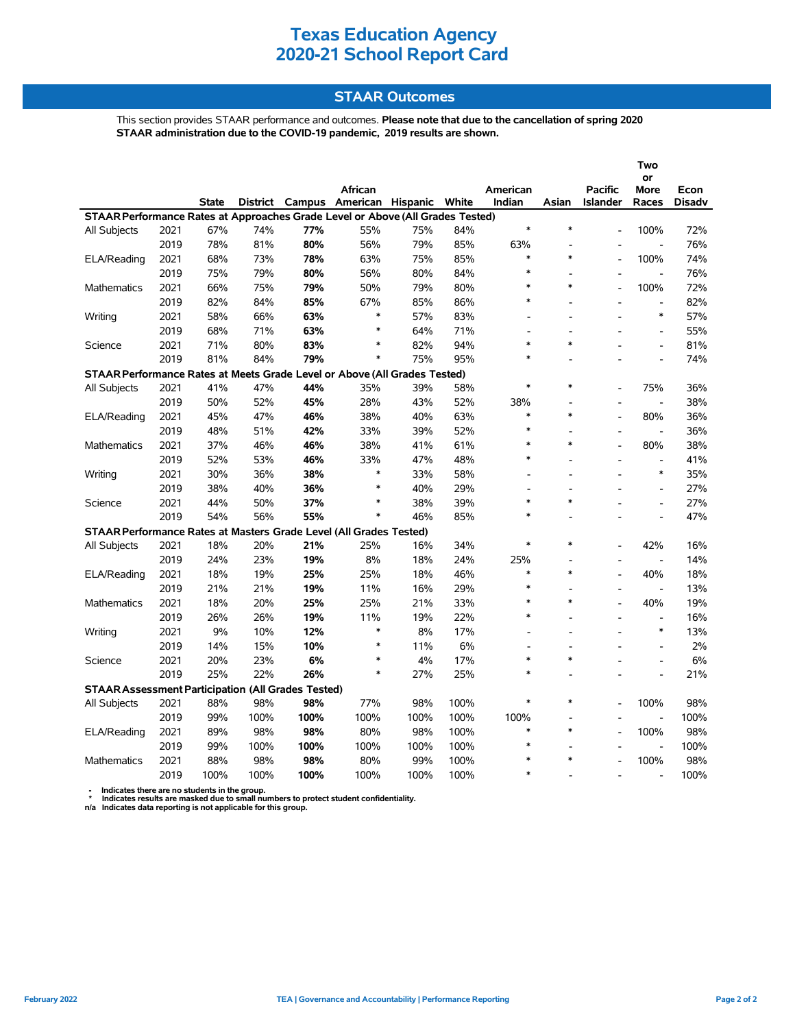# Texas Education Agency
# 2020-21 School Report Card

## STAAR Outcomes

This section provides STAAR performance and outcomes. **Please note that due to the cancellation of spring 2020 STAAR administration due to the COVID-19 pandemic, 2019 results are shown.**

| | | State | District | Campus | African American | Hispanic | White | American Indian | Asian | Pacific Islander | Two or More Races | Econ Disadv |
|---|---|---|---|---|---|---|---|---|---|---|---|---|
| **STAAR Performance Rates at Approaches Grade Level or Above (All Grades Tested)** | | | | | | | | | | | | |
| All Subjects | 2021 | 67% | 74% | **77%** | 55% | 75% | 84% | * | * | - | 100% | 72% |
| | 2019 | 78% | 81% | **80%** | 56% | 79% | 85% | 63% | - | - | - | 76% |
| ELA/Reading | 2021 | 68% | 73% | **78%** | 63% | 75% | 85% | * | * | - | 100% | 74% |
| | 2019 | 75% | 79% | **80%** | 56% | 80% | 84% | * | - | - | - | 76% |
| Mathematics | 2021 | 66% | 75% | **79%** | 50% | 79% | 80% | * | * | - | 100% | 72% |
| | 2019 | 82% | 84% | **85%** | 67% | 85% | 86% | * | - | - | - | 82% |
| Writing | 2021 | 58% | 66% | **63%** | * | 57% | 83% | - | - | - | * | 57% |
| | 2019 | 68% | 71% | **63%** | * | 64% | 71% | - | - | - | - | 55% |
| Science | 2021 | 71% | 80% | **83%** | * | 82% | 94% | * | * | - | - | 81% |
| | 2019 | 81% | 84% | **79%** | * | 75% | 95% | * | - | - | - | 74% |
| **STAAR Performance Rates at Meets Grade Level or Above (All Grades Tested)** | | | | | | | | | | | | |
| All Subjects | 2021 | 41% | 47% | **44%** | 35% | 39% | 58% | * | * | - | 75% | 36% |
| | 2019 | 50% | 52% | **45%** | 28% | 43% | 52% | 38% | - | - | - | 38% |
| ELA/Reading | 2021 | 45% | 47% | **46%** | 38% | 40% | 63% | * | * | - | 80% | 36% |
| | 2019 | 48% | 51% | **42%** | 33% | 39% | 52% | * | - | - | - | 36% |
| Mathematics | 2021 | 37% | 46% | **46%** | 38% | 41% | 61% | * | * | - | 80% | 38% |
| | 2019 | 52% | 53% | **46%** | 33% | 47% | 48% | * | - | - | - | 41% |
| Writing | 2021 | 30% | 36% | **38%** | * | 33% | 58% | - | - | - | * | 35% |
| | 2019 | 38% | 40% | **36%** | * | 40% | 29% | - | - | - | - | 27% |
| Science | 2021 | 44% | 50% | **37%** | * | 38% | 39% | * | * | - | - | 27% |
| | 2019 | 54% | 56% | **55%** | * | 46% | 85% | * | - | - | - | 47% |
| **STAAR Performance Rates at Masters Grade Level (All Grades Tested)** | | | | | | | | | | | | |
| All Subjects | 2021 | 18% | 20% | **21%** | 25% | 16% | 34% | * | * | - | 42% | 16% |
| | 2019 | 24% | 23% | **19%** | 8% | 18% | 24% | 25% | - | - | - | 14% |
| ELA/Reading | 2021 | 18% | 19% | **25%** | 25% | 18% | 46% | * | * | - | 40% | 18% |
| | 2019 | 21% | 21% | **19%** | 11% | 16% | 29% | * | - | - | - | 13% |
| Mathematics | 2021 | 18% | 20% | **25%** | 25% | 21% | 33% | * | * | - | 40% | 19% |
| | 2019 | 26% | 26% | **19%** | 11% | 19% | 22% | * | - | - | - | 16% |
| Writing | 2021 | 9% | 10% | **12%** | * | 8% | 17% | - | - | - | * | 13% |
| | 2019 | 14% | 15% | **10%** | * | 11% | 6% | - | - | - | - | 2% |
| Science | 2021 | 20% | 23% | **6%** | * | 4% | 17% | * | * | - | - | 6% |
| | 2019 | 25% | 22% | **26%** | * | 27% | 25% | * | - | - | - | 21% |
| **STAAR Assessment Participation (All Grades Tested)** | | | | | | | | | | | | |
| All Subjects | 2021 | 88% | 98% | **98%** | 77% | 98% | 100% | * | * | - | 100% | 98% |
| | 2019 | 99% | 100% | **100%** | 100% | 100% | 100% | 100% | - | - | - | 100% |
| ELA/Reading | 2021 | 89% | 98% | **98%** | 80% | 98% | 100% | * | * | - | 100% | 98% |
| | 2019 | 99% | 100% | **100%** | 100% | 100% | 100% | * | - | - | - | 100% |
| Mathematics | 2021 | 88% | 98% | **98%** | 80% | 99% | 100% | * | * | - | 100% | 98% |
| | 2019 | 100% | 100% | **100%** | 100% | 100% | 100% | * | - | - | - | 100% |

- Indicates there are no students in the group.
* Indicates results are masked due to small numbers to protect student confidentiality.
n/a Indicates data reporting is not applicable for this group.